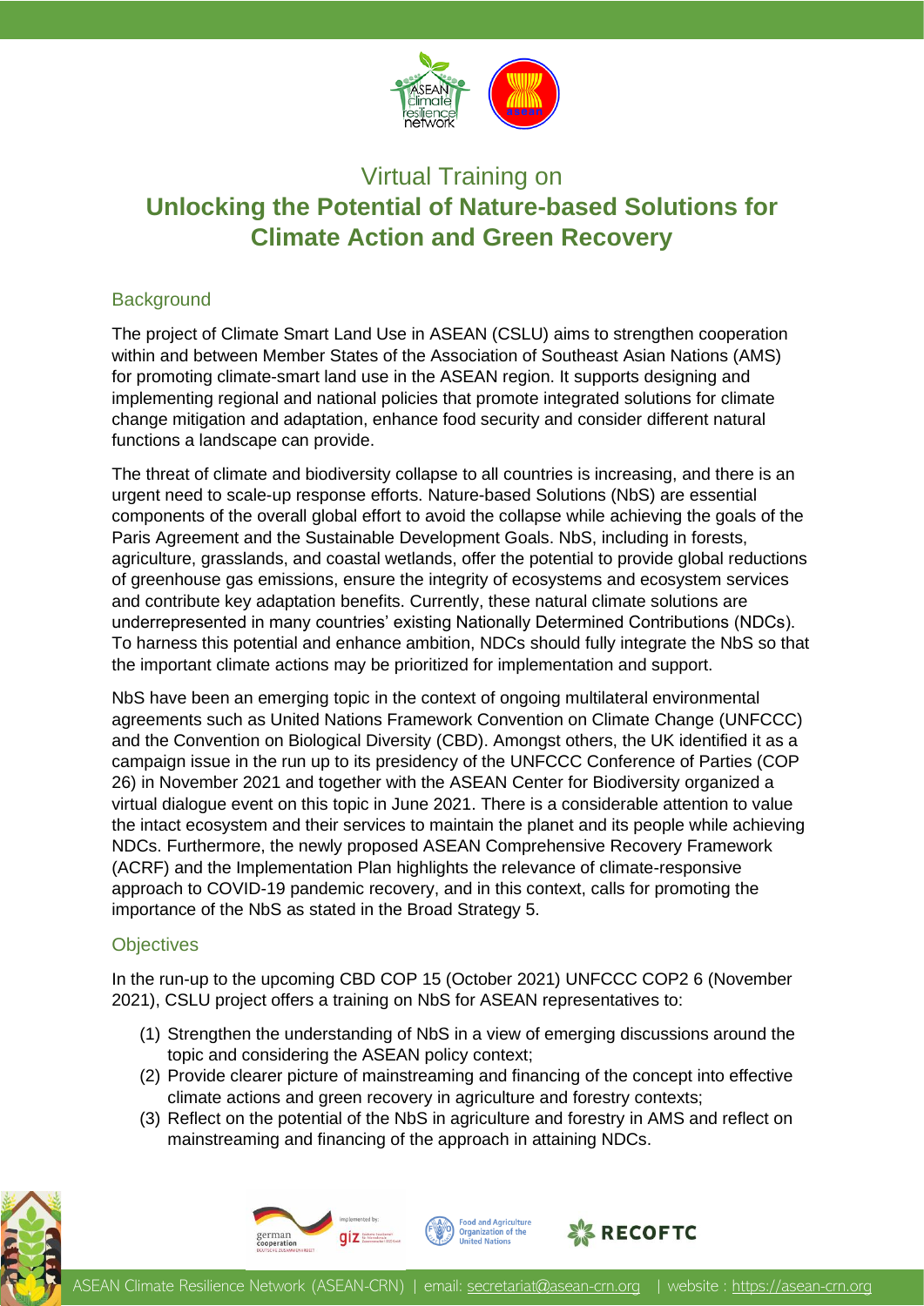# Virtual Training on
# Unlocking the Potential of Nature-based Solutions for Climate Action and Green Recovery

## Background

The project of Climate Smart Land Use in ASEAN (CSLU) aims to strengthen cooperation within and between Member States of the Association of Southeast Asian Nations (AMS) for promoting climate-smart land use in the ASEAN region. It supports designing and implementing regional and national policies that promote integrated solutions for climate change mitigation and adaptation, enhance food security and consider different natural functions a landscape can provide.

The threat of climate and biodiversity collapse to all countries is increasing, and there is an urgent need to scale-up response efforts. Nature-based Solutions (NbS) are essential components of the overall global effort to avoid the collapse while achieving the goals of the Paris Agreement and the Sustainable Development Goals. NbS, including in forests, agriculture, grasslands, and coastal wetlands, offer the potential to provide global reductions of greenhouse gas emissions, ensure the integrity of ecosystems and ecosystem services and contribute key adaptation benefits. Currently, these natural climate solutions are underrepresented in many countries' existing Nationally Determined Contributions (NDCs). To harness this potential and enhance ambition, NDCs should fully integrate the NbS so that the important climate actions may be prioritized for implementation and support.

NbS have been an emerging topic in the context of ongoing multilateral environmental agreements such as United Nations Framework Convention on Climate Change (UNFCCC) and the Convention on Biological Diversity (CBD). Amongst others, the UK identified it as a campaign issue in the run up to its presidency of the UNFCCC Conference of Parties (COP 26) in November 2021 and together with the ASEAN Center for Biodiversity organized a virtual dialogue event on this topic in June 2021. There is a considerable attention to value the intact ecosystem and their services to maintain the planet and its people while achieving NDCs. Furthermore, the newly proposed ASEAN Comprehensive Recovery Framework (ACRF) and the Implementation Plan highlights the relevance of climate-responsive approach to COVID-19 pandemic recovery, and in this context, calls for promoting the importance of the NbS as stated in the Broad Strategy 5.

## Objectives

In the run-up to the upcoming CBD COP 15 (October 2021) UNFCCC COP2 6 (November 2021), CSLU project offers a training on NbS for ASEAN representatives to:

(1) Strengthen the understanding of NbS in a view of emerging discussions around the topic and considering the ASEAN policy context;
(2) Provide clearer picture of mainstreaming and financing of the concept into effective climate actions and green recovery in agriculture and forestry contexts;
(3) Reflect on the potential of the NbS in agriculture and forestry in AMS and reflect on mainstreaming and financing of the approach in attaining NDCs.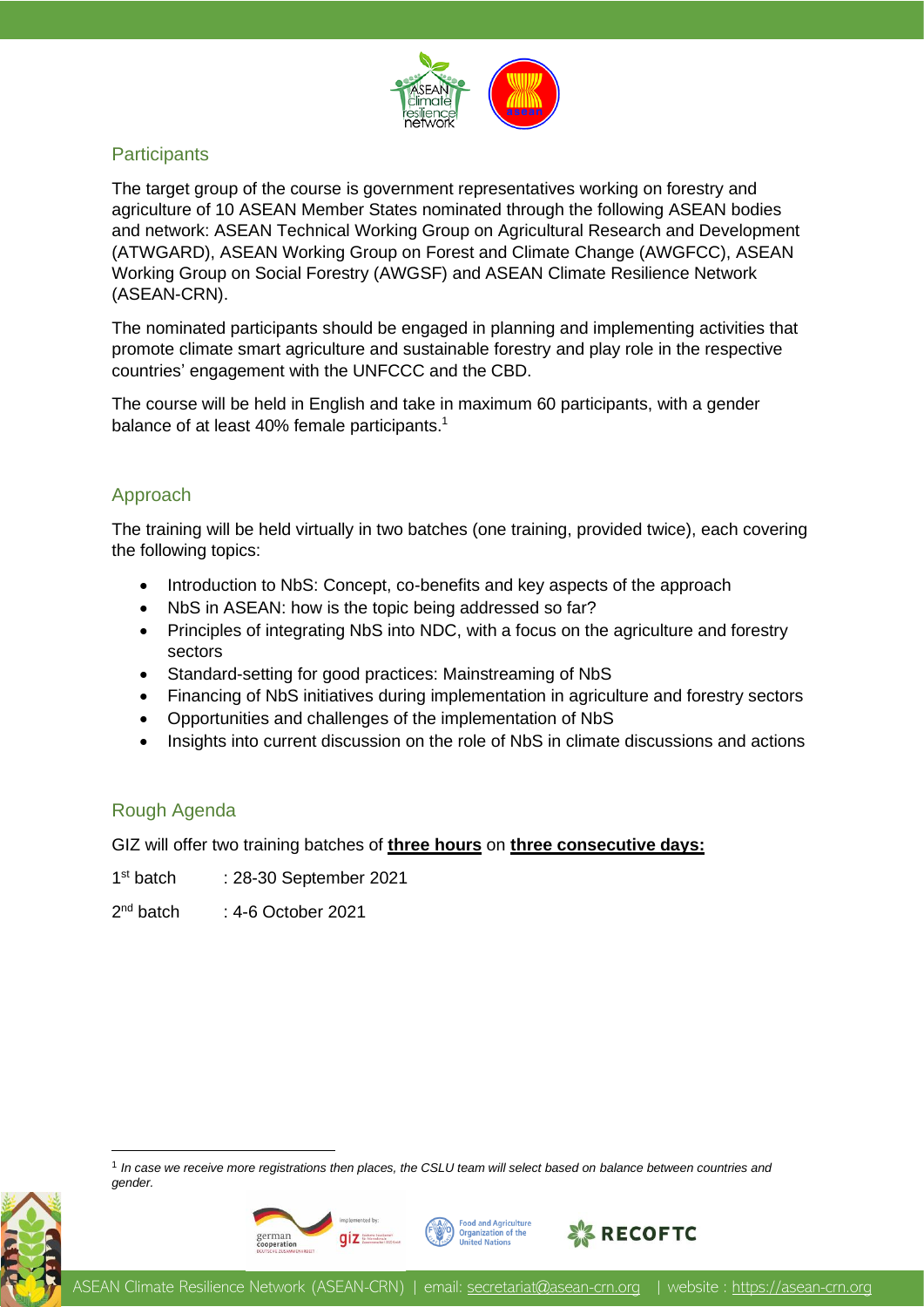## Participants

The target group of the course is government representatives working on forestry and agriculture of 10 ASEAN Member States nominated through the following ASEAN bodies and network: ASEAN Technical Working Group on Agricultural Research and Development (ATWGARD), ASEAN Working Group on Forest and Climate Change (AWGFCC), ASEAN Working Group on Social Forestry (AWGSF) and ASEAN Climate Resilience Network (ASEAN-CRN).

The nominated participants should be engaged in planning and implementing activities that promote climate smart agriculture and sustainable forestry and play role in the respective countries' engagement with the UNFCCC and the CBD.

The course will be held in English and take in maximum 60 participants, with a gender balance of at least 40% female participants.[1]

## Approach

The training will be held virtually in two batches (one training, provided twice), each covering the following topics:

- Introduction to NbS: Concept, co-benefits and key aspects of the approach
- NbS in ASEAN: how is the topic being addressed so far?
- Principles of integrating NbS into NDC, with a focus on the agriculture and forestry sectors
- Standard-setting for good practices: Mainstreaming of NbS
- Financing of NbS initiatives during implementation in agriculture and forestry sectors
- Opportunities and challenges of the implementation of NbS
- Insights into current discussion on the role of NbS in climate discussions and actions

## Rough Agenda

GIZ will offer two training batches of **three hours** on **three consecutive days:**

1st batch : 28-30 September 2021

2nd batch : 4-6 October 2021

[1] *In case we receive more registrations then places, the CSLU team will select based on balance between countries and gender.*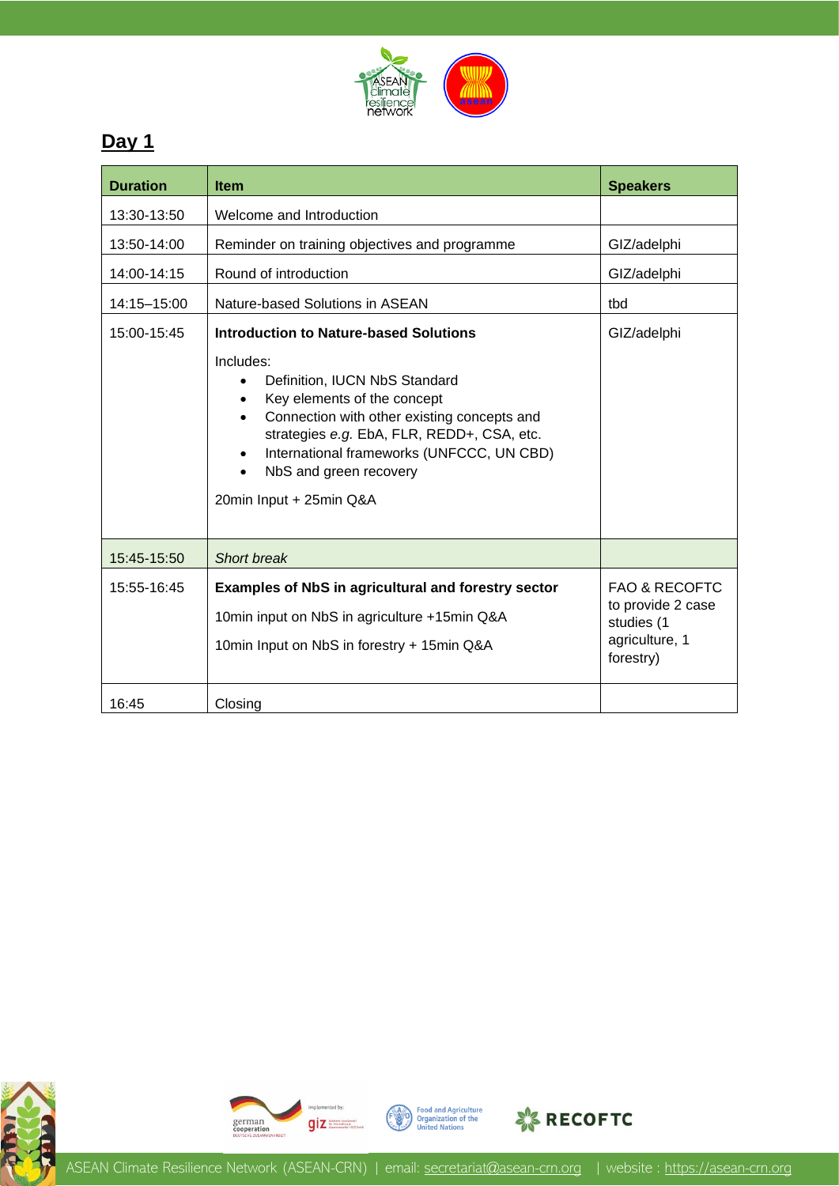## Day 1

| Duration | Item | Speakers |
|---|---|---|
| 13:30-13:50 | Welcome and Introduction | |
| 13:50-14:00 | Reminder on training objectives and programme | GIZ/adelphi |
| 14:00-14:15 | Round of introduction | GIZ/adelphi |
| 14:15–15:00 | Nature-based Solutions in ASEAN | tbd |
| 15:00-15:45 | **Introduction to Nature-based Solutions**<br><br>Includes:<br>• Definition, IUCN NbS Standard<br>• Key elements of the concept<br>• Connection with other existing concepts and strategies *e.g.* EbA, FLR, REDD+, CSA, etc.<br>• International frameworks (UNFCCC, UN CBD)<br>• NbS and green recovery<br><br>20min Input + 25min Q&A | GIZ/adelphi |
| 15:45-15:50 | *Short break* | |
| 15:55-16:45 | **Examples of NbS in agricultural and forestry sector**<br><br>10min input on NbS in agriculture +15min Q&A<br><br>10min Input on NbS in forestry + 15min Q&A | FAO & RECOFTC to provide 2 case studies (1 agriculture, 1 forestry) |
| 16:45 | Closing | |

ASEAN Climate Resilience Network (ASEAN-CRN) | email: secretariat@asean-crn.org | website : https://asean-crn.org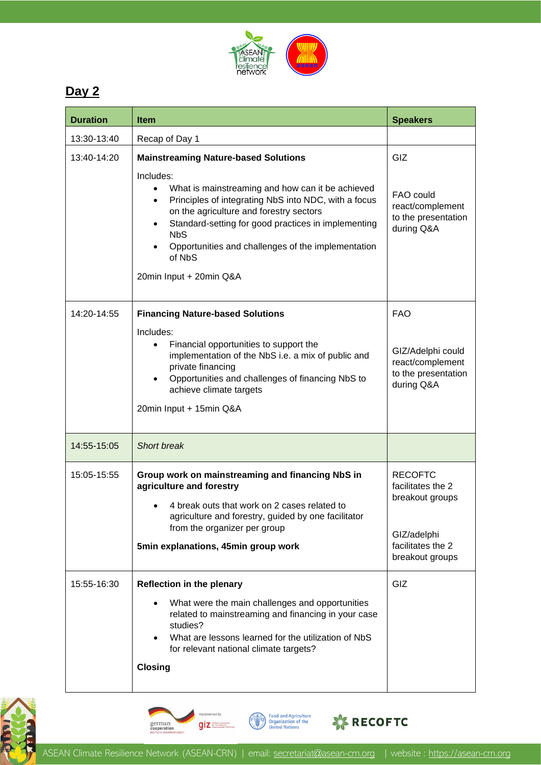## Day 2

| Duration | Item | Speakers |
|---|---|---|
| 13:30-13:40 | Recap of Day 1 | |
| 13:40-14:20 | **Mainstreaming Nature-based Solutions**<br><br>Includes:<br>• What is mainstreaming and how can it be achieved<br>• Principles of integrating NbS into NDC, with a focus on the agriculture and forestry sectors<br>• Standard-setting for good practices in implementing NbS<br>• Opportunities and challenges of the implementation of NbS<br><br>20min Input + 20min Q&A | GIZ<br><br>FAO could react/complement to the presentation during Q&A |
| 14:20-14:55 | **Financing Nature-based Solutions**<br><br>Includes:<br>• Financial opportunities to support the implementation of the NbS i.e. a mix of public and private financing<br>• Opportunities and challenges of financing NbS to achieve climate targets<br><br>20min Input + 15min Q&A | FAO<br><br>GIZ/Adelphi could react/complement to the presentation during Q&A |
| 14:55-15:05 | *Short break* | |
| 15:05-15:55 | **Group work on mainstreaming and financing NbS in agriculture and forestry**<br><br>• 4 break outs that work on 2 cases related to agriculture and forestry, guided by one facilitator from the organizer per group<br><br>**5min explanations, 45min group work** | RECOFTC facilitates the 2 breakout groups<br><br>GIZ/adelphi facilitates the 2 breakout groups |
| 15:55-16:30 | **Reflection in the plenary**<br><br>• What were the main challenges and opportunities related to mainstreaming and financing in your case studies?<br>• What are lessons learned for the utilization of NbS for relevant national climate targets?<br><br>**Closing** | GIZ |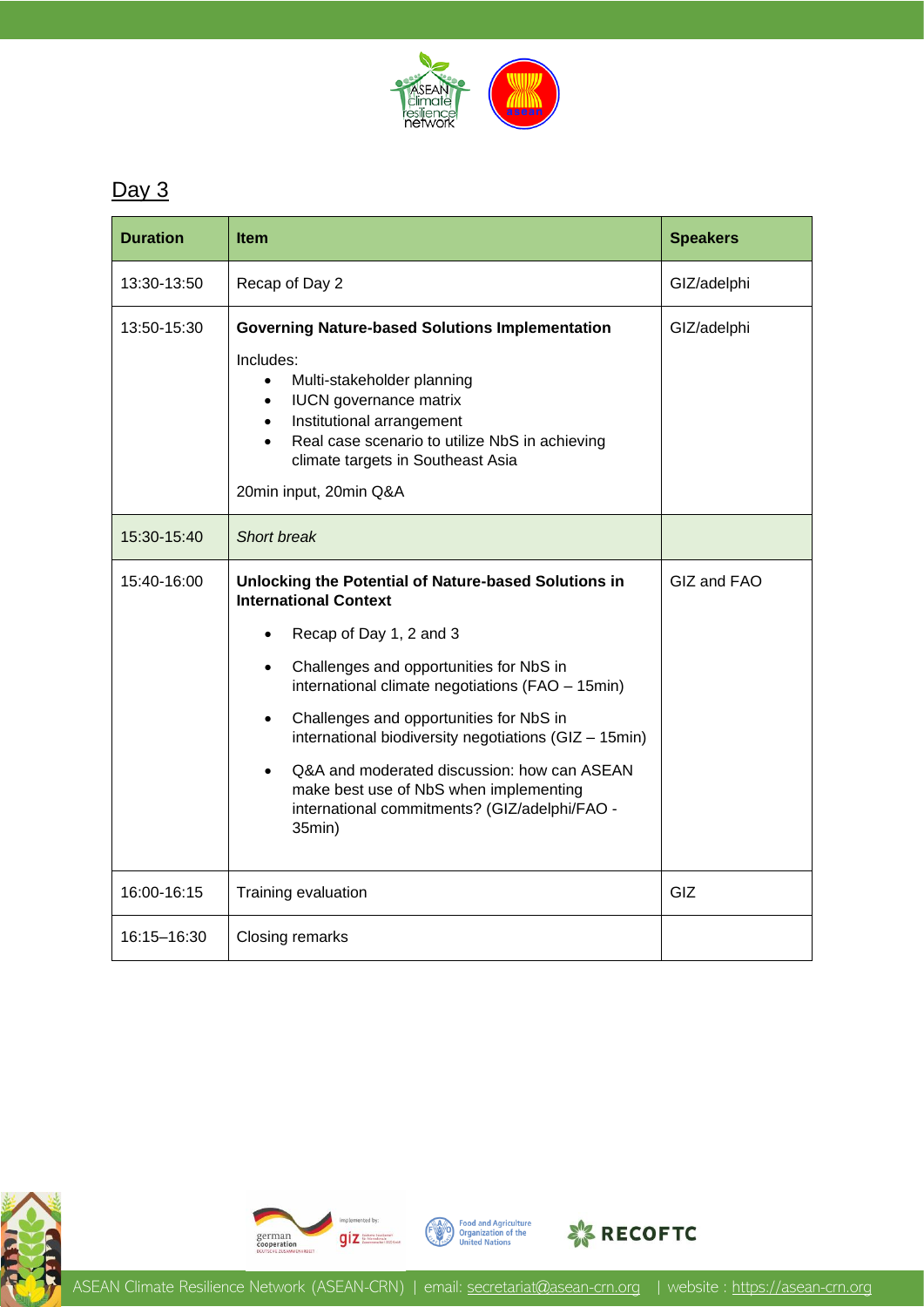## Day 3

| Duration | Item | Speakers |
|---|---|---|
| 13:30-13:50 | Recap of Day 2 | GIZ/adelphi |
| 13:50-15:30 | **Governing Nature-based Solutions Implementation**<br><br>Includes:<br>• Multi-stakeholder planning<br>• IUCN governance matrix<br>• Institutional arrangement<br>• Real case scenario to utilize NbS in achieving climate targets in Southeast Asia<br><br>20min input, 20min Q&A | GIZ/adelphi |
| 15:30-15:40 | *Short break* | |
| 15:40-16:00 | **Unlocking the Potential of Nature-based Solutions in International Context**<br><br>• Recap of Day 1, 2 and 3<br>• Challenges and opportunities for NbS in international climate negotiations (FAO – 15min)<br>• Challenges and opportunities for NbS in international biodiversity negotiations (GIZ – 15min)<br>• Q&A and moderated discussion: how can ASEAN make best use of NbS when implementing international commitments? (GIZ/adelphi/FAO - 35min) | GIZ and FAO |
| 16:00-16:15 | Training evaluation | GIZ |
| 16:15–16:30 | Closing remarks | |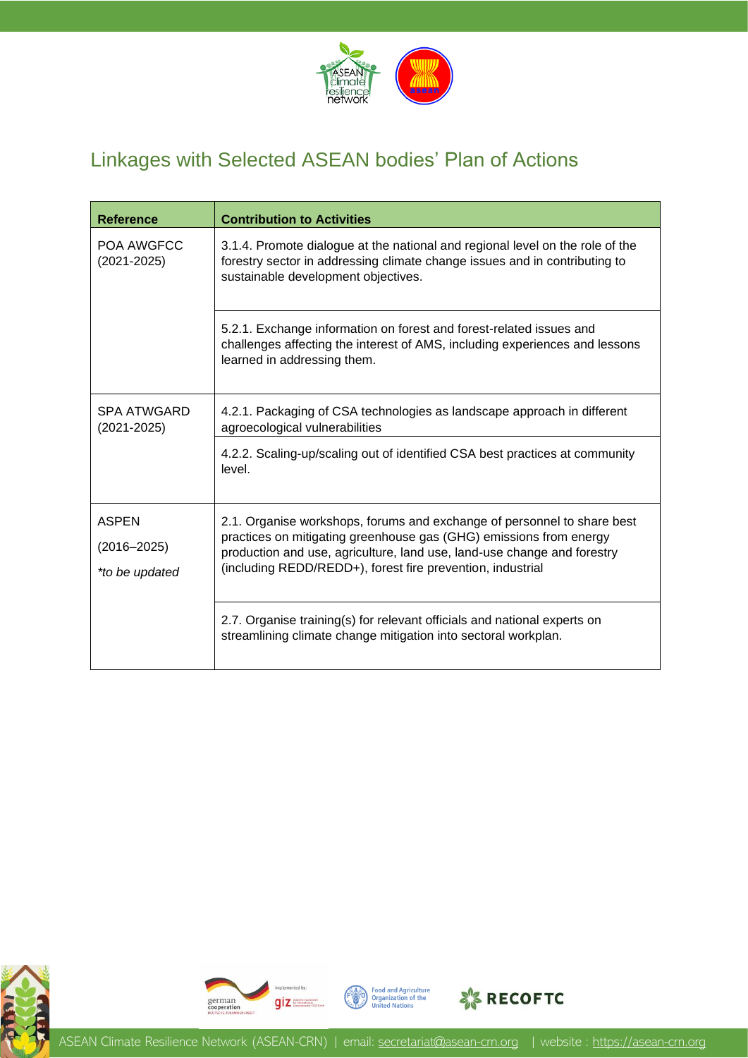## Linkages with Selected ASEAN bodies' Plan of Actions

| Reference | Contribution to Activities |
|---|---|
| POA AWGFCC (2021-2025) | 3.1.4. Promote dialogue at the national and regional level on the role of the forestry sector in addressing climate change issues and in contributing to sustainable development objectives. |
| | 5.2.1. Exchange information on forest and forest-related issues and challenges affecting the interest of AMS, including experiences and lessons learned in addressing them. |
| SPA ATWGARD (2021-2025) | 4.2.1. Packaging of CSA technologies as landscape approach in different agroecological vulnerabilities |
| | 4.2.2. Scaling-up/scaling out of identified CSA best practices at community level. |
| ASPEN (2016–2025) *to be updated* | 2.1. Organise workshops, forums and exchange of personnel to share best practices on mitigating greenhouse gas (GHG) emissions from energy production and use, agriculture, land use, land-use change and forestry (including REDD/REDD+), forest fire prevention, industrial |
| | 2.7. Organise training(s) for relevant officials and national experts on streamlining climate change mitigation into sectoral workplan. |